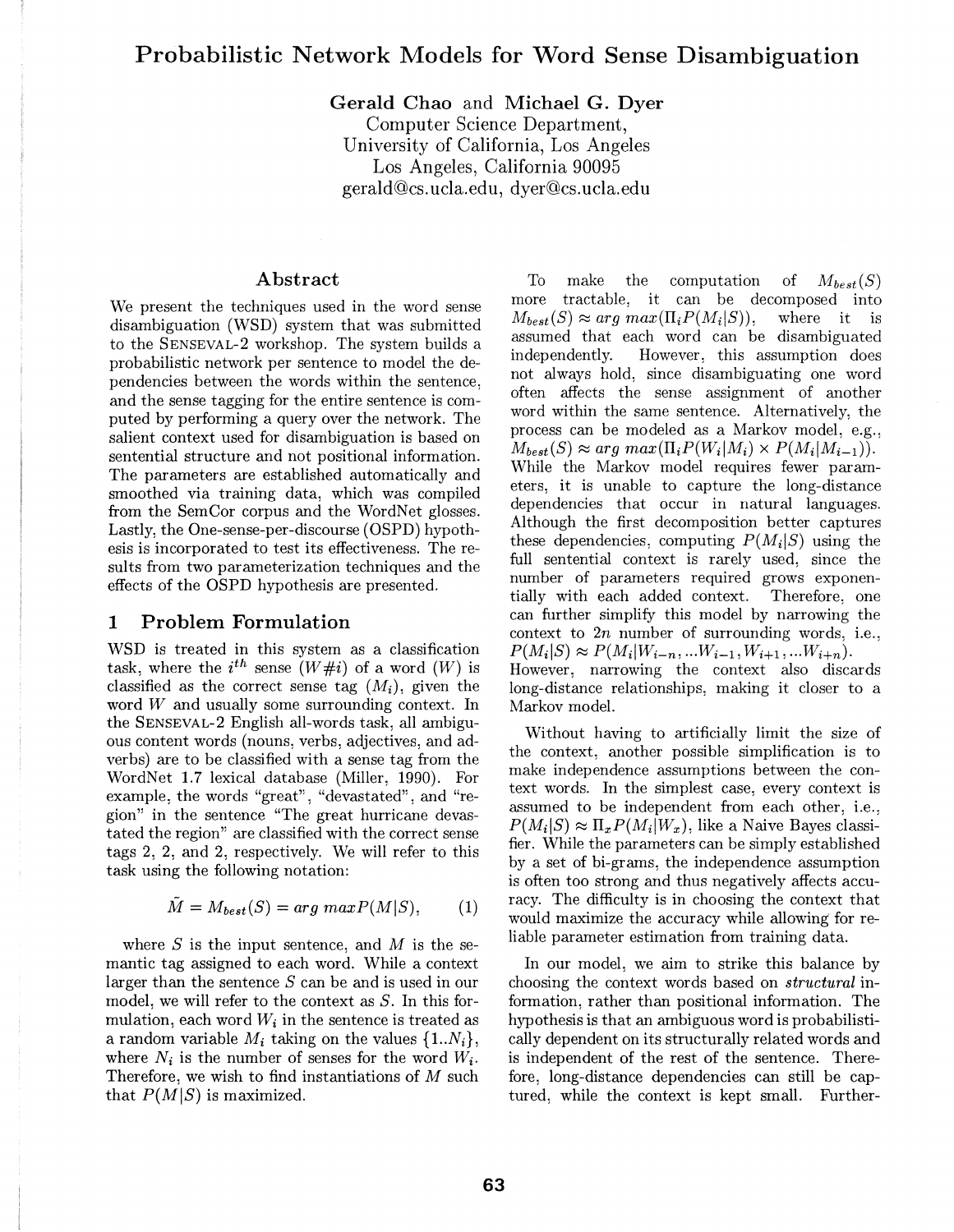# Probabilistic Network Models for Word Sense Disambiguation

**Gerald Chao** and **Michael G. Dyer**
Computer Science Department,
University of California, Los Angeles
Los Angeles, California 90095
gerald@cs.ucla.edu, dyer@cs.ucla.edu

## Abstract

We present the techniques used in the word sense disambiguation (WSD) system that was submitted to the SENSEVAL-2 workshop. The system builds a probabilistic network per sentence to model the dependencies between the words within the sentence, and the sense tagging for the entire sentence is computed by performing a query over the network. The salient context used for disambiguation is based on sentential structure and not positional information. The parameters are established automatically and smoothed via training data, which was compiled from the SemCor corpus and the WordNet glosses. Lastly, the One-sense-per-discourse (OSPD) hypothesis is incorporated to test its effectiveness. The results from two parameterization techniques and the effects of the OSPD hypothesis are presented.

## 1 Problem Formulation

WSD is treated in this system as a classification task, where the $i^{th}$ sense ($W\#i$) of a word ($W$) is classified as the correct sense tag ($M_i$), given the word $W$ and usually some surrounding context. In the SENSEVAL-2 English all-words task, all ambiguous content words (nouns, verbs, adjectives, and adverbs) are to be classified with a sense tag from the WordNet 1.7 lexical database (Miller, 1990). For example, the words "great", "devastated", and "region" in the sentence "The great hurricane devastated the region" are classified with the correct sense tags 2, 2, and 2, respectively. We will refer to this task using the following notation:

$$\tilde{M} = M_{best}(S) = arg\ max P(M|S), \qquad (1)$$

where $S$ is the input sentence, and $M$ is the semantic tag assigned to each word. While a context larger than the sentence $S$ can be and is used in our model, we will refer to the context as $S$. In this formulation, each word $W_i$ in the sentence is treated as a random variable $M_i$ taking on the values $\{1..N_i\}$, where $N_i$ is the number of senses for the word $W_i$. Therefore, we wish to find instantiations of $M$ such that $P(M|S)$ is maximized.

To make the computation of $M_{best}(S)$ more tractable, it can be decomposed into $M_{best}(S) \approx arg\ max(\Pi_i P(M_i|S))$, where it is assumed that each word can be disambiguated independently. However, this assumption does not always hold, since disambiguating one word often affects the sense assignment of another word within the same sentence. Alternatively, the process can be modeled as a Markov model, e.g., $M_{best}(S) \approx arg\ max(\Pi_i P(W_i|M_i) \times P(M_i|M_{i-1}))$. While the Markov model requires fewer parameters, it is unable to capture the long-distance dependencies that occur in natural languages. Although the first decomposition better captures these dependencies, computing $P(M_i|S)$ using the full sentential context is rarely used, since the number of parameters required grows exponentially with each added context. Therefore, one can further simplify this model by narrowing the context to $2n$ number of surrounding words, i.e., $P(M_i|S) \approx P(M_i|W_{i-n}, ...W_{i-1}, W_{i+1}, ...W_{i+n})$. However, narrowing the context also discards long-distance relationships, making it closer to a Markov model.

Without having to artificially limit the size of the context, another possible simplification is to make independence assumptions between the context words. In the simplest case, every context is assumed to be independent from each other, i.e., $P(M_i|S) \approx \Pi_x P(M_i|W_x)$, like a Naive Bayes classifier. While the parameters can be simply established by a set of bi-grams, the independence assumption is often too strong and thus negatively affects accuracy. The difficulty is in choosing the context that would maximize the accuracy while allowing for reliable parameter estimation from training data.

In our model, we aim to strike this balance by choosing the context words based on *structural* information, rather than positional information. The hypothesis is that an ambiguous word is probabilistically dependent on its structurally related words and is independent of the rest of the sentence. Therefore, long-distance dependencies can still be captured, while the context is kept small. Further-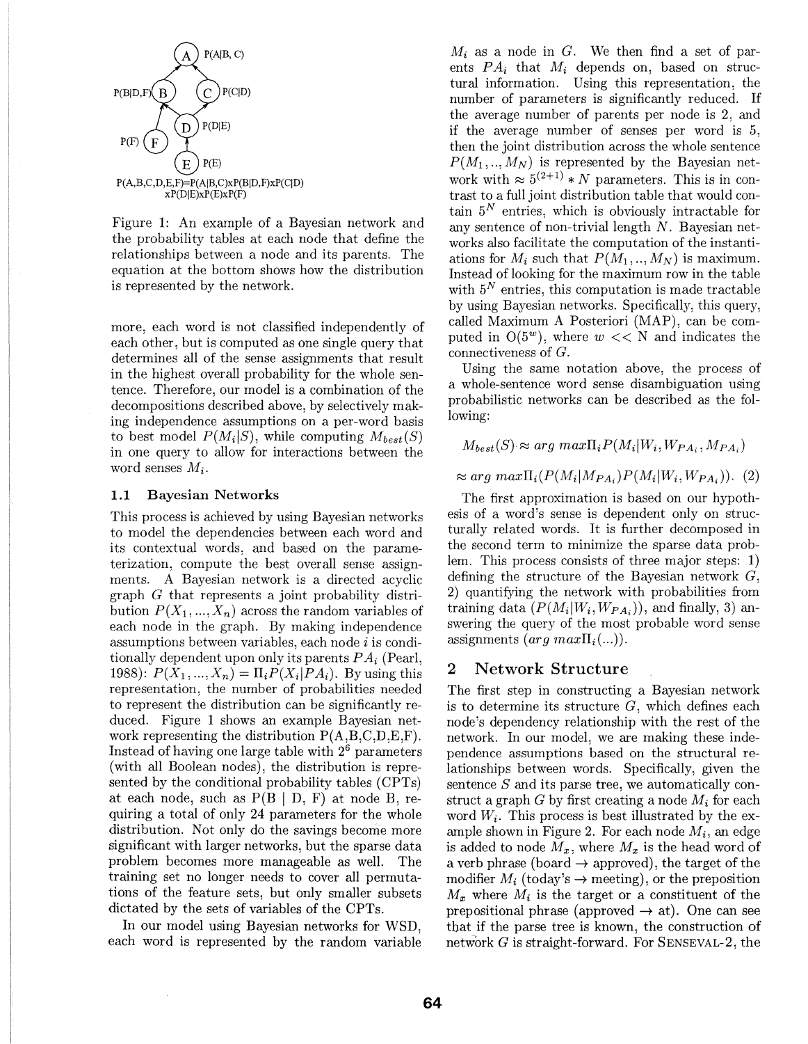P(A|B, C)

P(B|D,F) P(C|D)

P(D|E)

P(F)

P(E)

P(A,B,C,D,E,F)=P(A|B,C)xP(B|D,F)xP(C|D) xP(D|E)xP(E)xP(F)

Figure 1: An example of a Bayesian network and the probability tables at each node that define the relationships between a node and its parents. The equation at the bottom shows how the distribution is represented by the network.

more, each word is not classified independently of each other, but is computed as one single query that determines all of the sense assignments that result in the highest overall probability for the whole sentence. Therefore, our model is a combination of the decompositions described above, by selectively making independence assumptions on a per-word basis to best model $P(M_i|S)$, while computing $M_{best}(S)$ in one query to allow for interactions between the word senses $M_i$.

### 1.1 Bayesian Networks

This process is achieved by using Bayesian networks to model the dependencies between each word and its contextual words, and based on the parameterization, compute the best overall sense assignments. A Bayesian network is a directed acyclic graph $G$ that represents a joint probability distribution $P(X_1, ..., X_n)$ across the random variables of each node in the graph. By making independence assumptions between variables, each node $i$ is conditionally dependent upon only its parents $PA_i$ (Pearl, 1988): $P(X_1, ..., X_n) = \Pi_i P(X_i|PA_i)$. By using this representation, the number of probabilities needed to represent the distribution can be significantly reduced. Figure 1 shows an example Bayesian network representing the distribution P(A,B,C,D,E,F). Instead of having one large table with $2^6$ parameters (with all Boolean nodes), the distribution is represented by the conditional probability tables (CPTs) at each node, such as P(B | D, F) at node B, requiring a total of only 24 parameters for the whole distribution. Not only do the savings become more significant with larger networks, but the sparse data problem becomes more manageable as well. The training set no longer needs to cover all permutations of the feature sets, but only smaller subsets dictated by the sets of variables of the CPTs.

In our model using Bayesian networks for WSD, each word is represented by the random variable $M_i$ as a node in $G$. We then find a set of parents $PA_i$ that $M_i$ depends on, based on structural information. Using this representation, the number of parameters is significantly reduced. If the average number of parents per node is 2, and if the average number of senses per word is 5, then the joint distribution across the whole sentence $P(M_1, .., M_N)$ is represented by the Bayesian network with $\approx 5^{(2+1)} * N$ parameters. This is in contrast to a full joint distribution table that would contain $5^N$ entries, which is obviously intractable for any sentence of non-trivial length $N$. Bayesian networks also facilitate the computation of the instantiations for $M_i$ such that $P(M_1, .., M_N)$ is maximum. Instead of looking for the maximum row in the table with $5^N$ entries, this computation is made tractable by using Bayesian networks. Specifically, this query, called Maximum A Posteriori (MAP), can be computed in $O(5^w)$, where $w << N$ and indicates the connectiveness of $G$.

Using the same notation above, the process of a whole-sentence word sense disambiguation using probabilistic networks can be described as the following:

$$M_{best}(S) \approx arg\ max \Pi_i P(M_i|W_i, W_{PA_i}, M_{PA_i})$$

$$\approx arg\ max \Pi_i (P(M_i|M_{PA_i}) P(M_i|W_i, W_{PA_i})). \quad (2)$$

The first approximation is based on our hypothesis of a word's sense is dependent only on structurally related words. It is further decomposed in the second term to minimize the sparse data problem. This process consists of three major steps: 1) defining the structure of the Bayesian network $G$, 2) quantifying the network with probabilities from training data $(P(M_i|W_i, W_{PA_i}))$, and finally, 3) answering the query of the most probable word sense assignments $(arg\ max \Pi_i(...))$.

## 2 Network Structure

The first step in constructing a Bayesian network is to determine its structure $G$, which defines each node's dependency relationship with the rest of the network. In our model, we are making these independence assumptions based on the structural relationships between words. Specifically, given the sentence $S$ and its parse tree, we automatically construct a graph $G$ by first creating a node $M_i$ for each word $W_i$. This process is best illustrated by the example shown in Figure 2. For each node $M_i$, an edge is added to node $M_x$, where $M_x$ is the head word of a verb phrase (board $\rightarrow$ approved), the target of the modifier $M_i$ (today's $\rightarrow$ meeting), or the preposition $M_x$ where $M_i$ is the target or a constituent of the prepositional phrase (approved $\rightarrow$ at). One can see that if the parse tree is known, the construction of network $G$ is straight-forward. For SENSEVAL-2, the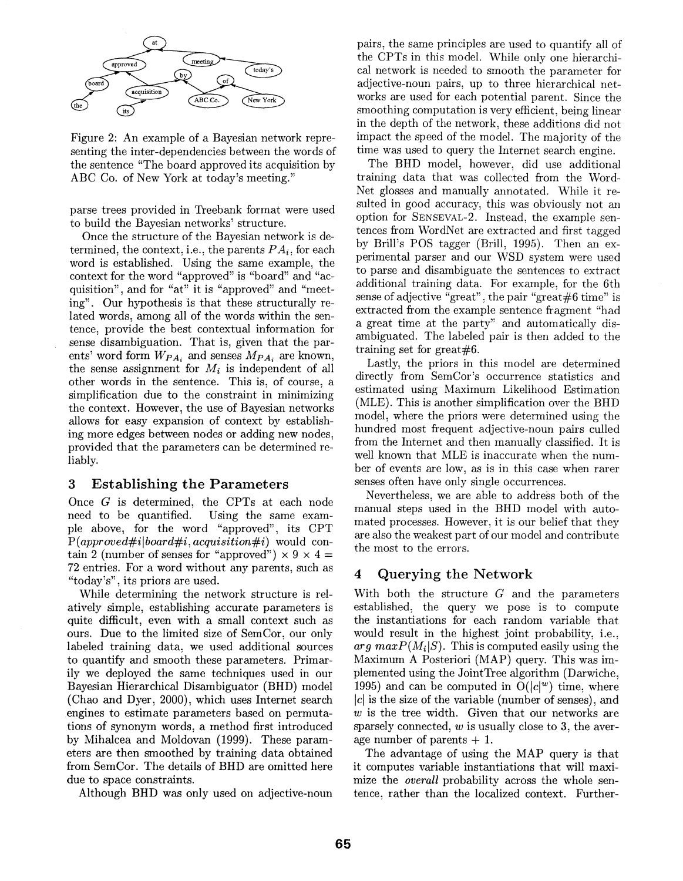Figure 2: An example of a Bayesian network representing the inter-dependencies between the words of the sentence "The board approved its acquisition by ABC Co. of New York at today's meeting."

parse trees provided in Treebank format were used to build the Bayesian networks' structure.

Once the structure of the Bayesian network is determined, the context, i.e., the parents $PA_i$, for each word is established. Using the same example, the context for the word "approved" is "board" and "acquisition", and for "at" it is "approved" and "meeting". Our hypothesis is that these structurally related words, among all of the words within the sentence, provide the best contextual information for sense disambiguation. That is, given that the parents' word form $W_{PA_i}$ and senses $M_{PA_i}$ are known, the sense assignment for $M_i$ is independent of all other words in the sentence. This is, of course, a simplification due to the constraint in minimizing the context. However, the use of Bayesian networks allows for easy expansion of context by establishing more edges between nodes or adding new nodes, provided that the parameters can be determined reliably.

## 3 Establishing the Parameters

Once $G$ is determined, the CPTs at each node need to be quantified. Using the same example above, for the word "approved", its CPT $P(approved\#i|board\#i, acquisition\#i)$ would contain 2 (number of senses for "approved") $\times$ 9 $\times$ 4 = 72 entries. For a word without any parents, such as "today's", its priors are used.

While determining the network structure is relatively simple, establishing accurate parameters is quite difficult, even with a small context such as ours. Due to the limited size of SemCor, our only labeled training data, we used additional sources to quantify and smooth these parameters. Primarily we deployed the same techniques used in our Bayesian Hierarchical Disambiguator (BHD) model (Chao and Dyer, 2000), which uses Internet search engines to estimate parameters based on permutations of synonym words, a method first introduced by Mihalcea and Moldovan (1999). These parameters are then smoothed by training data obtained from SemCor. The details of BHD are omitted here due to space constraints.

Although BHD was only used on adjective-noun pairs, the same principles are used to quantify all of the CPTs in this model. While only one hierarchical network is needed to smooth the parameter for adjective-noun pairs, up to three hierarchical networks are used for each potential parent. Since the smoothing computation is very efficient, being linear in the depth of the network, these additions did not impact the speed of the model. The majority of the time was used to query the Internet search engine.

The BHD model, however, did use additional training data that was collected from the WordNet glosses and manually annotated. While it resulted in good accuracy, this was obviously not an option for SENSEVAL-2. Instead, the example sentences from WordNet are extracted and first tagged by Brill's POS tagger (Brill, 1995). Then an experimental parser and our WSD system were used to parse and disambiguate the sentences to extract additional training data. For example, for the 6th sense of adjective "great", the pair "great#6 time" is extracted from the example sentence fragment "had a great time at the party" and automatically disambiguated. The labeled pair is then added to the training set for great#6.

Lastly, the priors in this model are determined directly from SemCor's occurrence statistics and estimated using Maximum Likelihood Estimation (MLE). This is another simplification over the BHD model, where the priors were determined using the hundred most frequent adjective-noun pairs culled from the Internet and then manually classified. It is well known that MLE is inaccurate when the number of events are low, as is in this case when rarer senses often have only single occurrences.

Nevertheless, we are able to address both of the manual steps used in the BHD model with automated processes. However, it is our belief that they are also the weakest part of our model and contribute the most to the errors.

## 4 Querying the Network

With both the structure $G$ and the parameters established, the query we pose is to compute the instantiations for each random variable that would result in the highest joint probability, i.e., $arg\ max P(M_i|S)$. This is computed easily using the Maximum A Posteriori (MAP) query. This was implemented using the JointTree algorithm (Darwiche, 1995) and can be computed in $O(|c|^w)$ time, where $|c|$ is the size of the variable (number of senses), and $w$ is the tree width. Given that our networks are sparsely connected, $w$ is usually close to 3, the average number of parents + 1.

The advantage of using the MAP query is that it computes variable instantiations that will maximize the *overall* probability across the whole sentence, rather than the localized context. Further-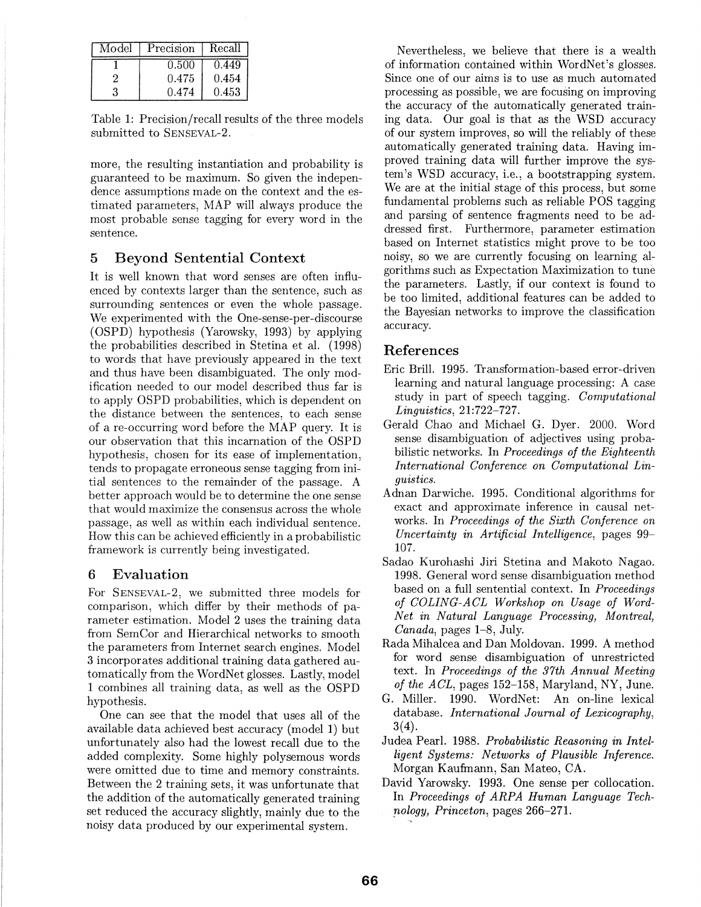| Model | Precision | Recall |
|---|---|---|
| 1 | 0.500 | 0.449 |
| 2 | 0.475 | 0.454 |
| 3 | 0.474 | 0.453 |

Table 1: Precision/recall results of the three models submitted to SENSEVAL-2.

more, the resulting instantiation and probability is guaranteed to be maximum. So given the independence assumptions made on the context and the estimated parameters, MAP will always produce the most probable sense tagging for every word in the sentence.

## 5 Beyond Sentential Context

It is well known that word senses are often influenced by contexts larger than the sentence, such as surrounding sentences or even the whole passage. We experimented with the One-sense-per-discourse (OSPD) hypothesis (Yarowsky, 1993) by applying the probabilities described in Stetina et al. (1998) to words that have previously appeared in the text and thus have been disambiguated. The only modification needed to our model described thus far is to apply OSPD probabilities, which is dependent on the distance between the sentences, to each sense of a re-occurring word before the MAP query. It is our observation that this incarnation of the OSPD hypothesis, chosen for its ease of implementation, tends to propagate erroneous sense tagging from initial sentences to the remainder of the passage. A better approach would be to determine the one sense that would maximize the consensus across the whole passage, as well as within each individual sentence. How this can be achieved efficiently in a probabilistic framework is currently being investigated.

## 6 Evaluation

For SENSEVAL-2, we submitted three models for comparison, which differ by their methods of parameter estimation. Model 2 uses the training data from SemCor and Hierarchical networks to smooth the parameters from Internet search engines. Model 3 incorporates additional training data gathered automatically from the WordNet glosses. Lastly, model 1 combines all training data, as well as the OSPD hypothesis.

One can see that the model that uses all of the available data achieved best accuracy (model 1) but unfortunately also had the lowest recall due to the added complexity. Some highly polysemous words were omitted due to time and memory constraints. Between the 2 training sets, it was unfortunate that the addition of the automatically generated training set reduced the accuracy slightly, mainly due to the noisy data produced by our experimental system.

Nevertheless, we believe that there is a wealth of information contained within WordNet's glosses. Since one of our aims is to use as much automated processing as possible, we are focusing on improving the accuracy of the automatically generated training data. Our goal is that as the WSD accuracy of our system improves, so will the reliably of these automatically generated training data. Having improved training data will further improve the system's WSD accuracy, i.e., a bootstrapping system. We are at the initial stage of this process, but some fundamental problems such as reliable POS tagging and parsing of sentence fragments need to be addressed first. Furthermore, parameter estimation based on Internet statistics might prove to be too noisy, so we are currently focusing on learning algorithms such as Expectation Maximization to tune the parameters. Lastly, if our context is found to be too limited, additional features can be added to the Bayesian networks to improve the classification accuracy.

## References

Eric Brill. 1995. Transformation-based error-driven learning and natural language processing: A case study in part of speech tagging. *Computational Linguistics*, 21:722–727.

Gerald Chao and Michael G. Dyer. 2000. Word sense disambiguation of adjectives using probabilistic networks. In *Proceedings of the Eighteenth International Conference on Computational Linguistics*.

Adnan Darwiche. 1995. Conditional algorithms for exact and approximate inference in causal networks. In *Proceedings of the Sixth Conference on Uncertainty in Artificial Intelligence*, pages 99–107.

Sadao Kurohashi Jiri Stetina and Makoto Nagao. 1998. General word sense disambiguation method based on a full sentential context. In *Proceedings of COLING-ACL Workshop on Usage of WordNet in Natural Language Processing, Montreal, Canada*, pages 1–8, July.

Rada Mihalcea and Dan Moldovan. 1999. A method for word sense disambiguation of unrestricted text. In *Proceedings of the 37th Annual Meeting of the ACL*, pages 152–158, Maryland, NY, June.

G. Miller. 1990. WordNet: An on-line lexical database. *International Journal of Lexicography*, 3(4).

Judea Pearl. 1988. *Probabilistic Reasoning in Intelligent Systems: Networks of Plausible Inference.* Morgan Kaufmann, San Mateo, CA.

David Yarowsky. 1993. One sense per collocation. In *Proceedings of ARPA Human Language Technology, Princeton*, pages 266–271.